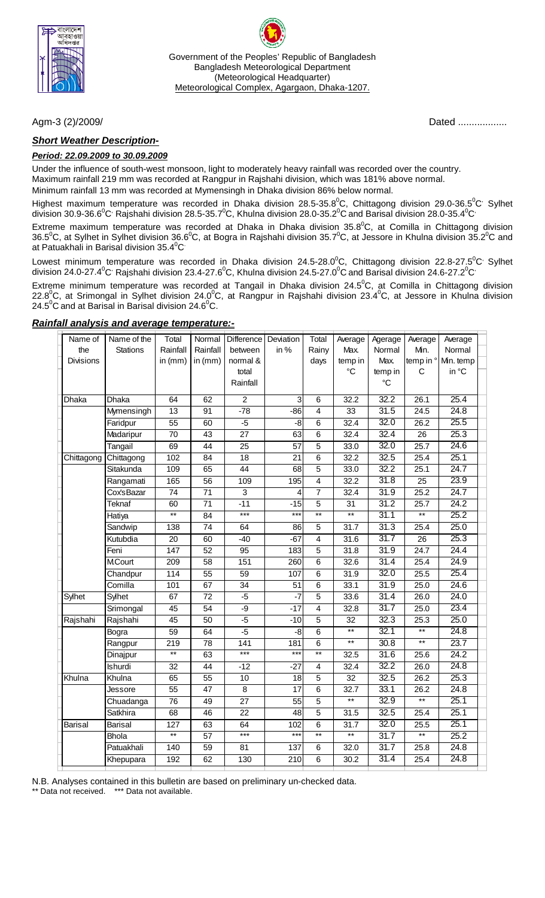Government of the Peoples' Republic of Bangladesh
Bangladesh Meteorological Department
(Meteorological Headquarter)
Meteorological Complex, Agargaon, Dhaka-1207.

Agm-3 (2)/2009/ Dated ..................

### ***Short Weather Description-***

***Period: 22.09.2009 to 30.09.2009***

Under the influence of south-west monsoon, light to moderately heavy rainfall was recorded over the country.
Maximum rainfall 219 mm was recorded at Rangpur in Rajshahi division, which was 181% above normal.
Minimum rainfall 13 mm was recorded at Mymensingh in Dhaka division 86% below normal.

Highest maximum temperature was recorded in Dhaka division 28.5-35.8$^0$C, Chittagong division 29.0-36.5$^0$C Sylhet division 30.9-36.6$^0$C Rajshahi division 28.5-35.7$^0$C, Khulna division 28.0-35.2$^0$C and Barisal division 28.0-35.4$^0$C

Extreme maximum temperature was recorded at Dhaka in Dhaka division 35.8$^0$C, at Comilla in Chittagong division 36.5$^0$C, at Sylhet in Sylhet division 36.6$^0$C, at Bogra in Rajshahi division 35.7$^0$C, at Jessore in Khulna division 35.2$^0$C and at Patuakhali in Barisal division 35.4$^0$C

Lowest minimum temperature was recorded in Dhaka division 24.5-28.0$^0$C, Chittagong division 22.8-27.5$^0$C Sylhet division 24.0-27.4$^0$C Rajshahi division 23.4-27.6$^0$C, Khulna division 24.5-27.0$^0$C and Barisal division 24.6-27.2$^0$C

Extreme minimum temperature was recorded at Tangail in Dhaka division 24.5$^0$C, at Comilla in Chittagong division 22.8$^0$C, at Srimongal in Sylhet division 24.0$^0$C, at Rangpur in Rajshahi division 23.4$^0$C, at Jessore in Khulna division 24.5$^0$C and at Barisal in Barisal division 24.6$^0$C.

### ***Rainfall analysis and average temperature:-***

| Name of the Divisions | Name of the Stations | Total Rainfall in (mm) | Normal Rainfall in (mm) | Difference between normal & total Rainfall | Deviation in % | Total Rainy days | Average Max. temp in °C | Agerage Normal Max. temp in °C | Average Min. temp in °C | Average Normal Min. temp in °C |
|---|---|---|---|---|---|---|---|---|---|---|
| Dhaka | Dhaka | 64 | 62 | 2 | 3 | 6 | 32.2 | 32.2 | 26.1 | 25.4 |
| | Mymensingh | 13 | 91 | -78 | -86 | 4 | 33 | 31.5 | 24.5 | 24.8 |
| | Faridpur | 55 | 60 | -5 | -8 | 6 | 32.4 | 32.0 | 26.2 | 25.5 |
| | Madaripur | 70 | 43 | 27 | 63 | 6 | 32.4 | 32.4 | 26 | 25.3 |
| | Tangail | 69 | 44 | 25 | 57 | 5 | 33.0 | 32.0 | 25.7 | 24.6 |
| Chittagong | Chittagong | 102 | 84 | 18 | 21 | 6 | 32.2 | 32.5 | 25.4 | 25.1 |
| | Sitakunda | 109 | 65 | 44 | 68 | 5 | 33.0 | 32.2 | 25.1 | 24.7 |
| | Rangamati | 165 | 56 | 109 | 195 | 4 | 32.2 | 31.8 | 25 | 23.9 |
| | Cox'sBazar | 74 | 71 | 3 | 4 | 7 | 32.4 | 31.9 | 25.2 | 24.7 |
| | Teknaf | 60 | 71 | -11 | -15 | 5 | 31 | 31.2 | 25.7 | 24.2 |
| | Hatiya | ** | 84 | *** | *** | ** | ** | 31.1 | ** | 25.2 |
| | Sandwip | 138 | 74 | 64 | 86 | 5 | 31.7 | 31.3 | 25.4 | 25.0 |
| | Kutubdia | 20 | 60 | -40 | -67 | 4 | 31.6 | 31.7 | 26 | 25.3 |
| | Feni | 147 | 52 | 95 | 183 | 5 | 31.8 | 31.9 | 24.7 | 24.4 |
| | M.Court | 209 | 58 | 151 | 260 | 6 | 32.6 | 31.4 | 25.4 | 24.9 |
| | Chandpur | 114 | 55 | 59 | 107 | 6 | 31.9 | 32.0 | 25.5 | 25.4 |
| | Comilla | 101 | 67 | 34 | 51 | 6 | 33.1 | 31.9 | 25.0 | 24.6 |
| Sylhet | Sylhet | 67 | 72 | -5 | -7 | 5 | 33.6 | 31.4 | 26.0 | 24.0 |
| | Srimongal | 45 | 54 | -9 | -17 | 4 | 32.8 | 31.7 | 25.0 | 23.4 |
| Rajshahi | Rajshahi | 45 | 50 | -5 | -10 | 5 | 32 | 32.3 | 25.3 | 25.0 |
| | Bogra | 59 | 64 | -5 | -8 | 6 | ** | 32.1 | ** | 24.8 |
| | Rangpur | 219 | 78 | 141 | 181 | 6 | ** | 30.8 | ** | 23.7 |
| | Dinajpur | ** | 63 | *** | *** | ** | 32.5 | 31.6 | 25.6 | 24.2 |
| | Ishurdi | 32 | 44 | -12 | -27 | 4 | 32.4 | 32.2 | 26.0 | 24.8 |
| Khulna | Khulna | 65 | 55 | 10 | 18 | 5 | 32 | 32.5 | 26.2 | 25.3 |
| | Jessore | 55 | 47 | 8 | 17 | 6 | 32.7 | 33.1 | 26.2 | 24.8 |
| | Chuadanga | 76 | 49 | 27 | 55 | 5 | ** | 32.9 | ** | 25.1 |
| | Satkhira | 68 | 46 | 22 | 48 | 5 | 31.5 | 32.5 | 25.4 | 25.1 |
| Barisal | Barisal | 127 | 63 | 64 | 102 | 6 | 31.7 | 32.0 | 25.5 | 25.1 |
| | Bhola | ** | 57 | *** | *** | ** | ** | 31.7 | ** | 25.2 |
| | Patuakhali | 140 | 59 | 81 | 137 | 6 | 32.0 | 31.7 | 25.8 | 24.8 |
| | Khepupara | 192 | 62 | 130 | 210 | 6 | 30.2 | 31.4 | 25.4 | 24.8 |

N.B. Analyses contained in this bulletin are based on preliminary un-checked data.
** Data not received. *** Data not available.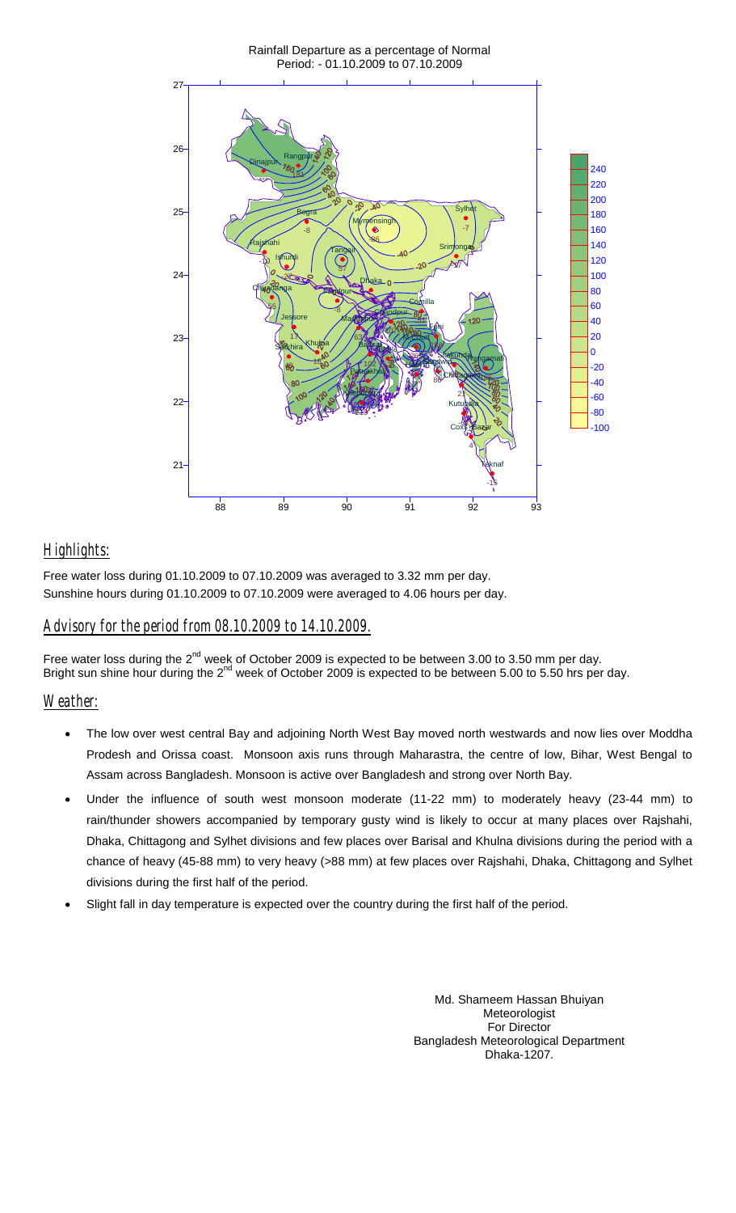Rainfall Departure as a percentage of Normal
Period: - 01.10.2009 to 07.10.2009

## Highlights:

Free water loss during 01.10.2009 to 07.10.2009 was averaged to 3.32 mm per day.
Sunshine hours during 01.10.2009 to 07.10.2009 were averaged to 4.06 hours per day.

## Advisory for the period from 08.10.2009 to 14.10.2009.

Free water loss during the 2nd week of October 2009 is expected to be between 3.00 to 3.50 mm per day.
Bright sun shine hour during the 2nd week of October 2009 is expected to be between 5.00 to 5.50 hrs per day.

## Weather:

- The low over west central Bay and adjoining North West Bay moved north westwards and now lies over Moddha Prodesh and Orissa coast. Monsoon axis runs through Maharastra, the centre of low, Bihar, West Bengal to Assam across Bangladesh. Monsoon is active over Bangladesh and strong over North Bay.
- Under the influence of south west monsoon moderate (11-22 mm) to moderately heavy (23-44 mm) to rain/thunder showers accompanied by temporary gusty wind is likely to occur at many places over Rajshahi, Dhaka, Chittagong and Sylhet divisions and few places over Barisal and Khulna divisions during the period with a chance of heavy (45-88 mm) to very heavy (>88 mm) at few places over Rajshahi, Dhaka, Chittagong and Sylhet divisions during the first half of the period.
- Slight fall in day temperature is expected over the country during the first half of the period.

Md. Shameem Hassan Bhuiyan
Meteorologist
For Director
Bangladesh Meteorological Department
Dhaka-1207.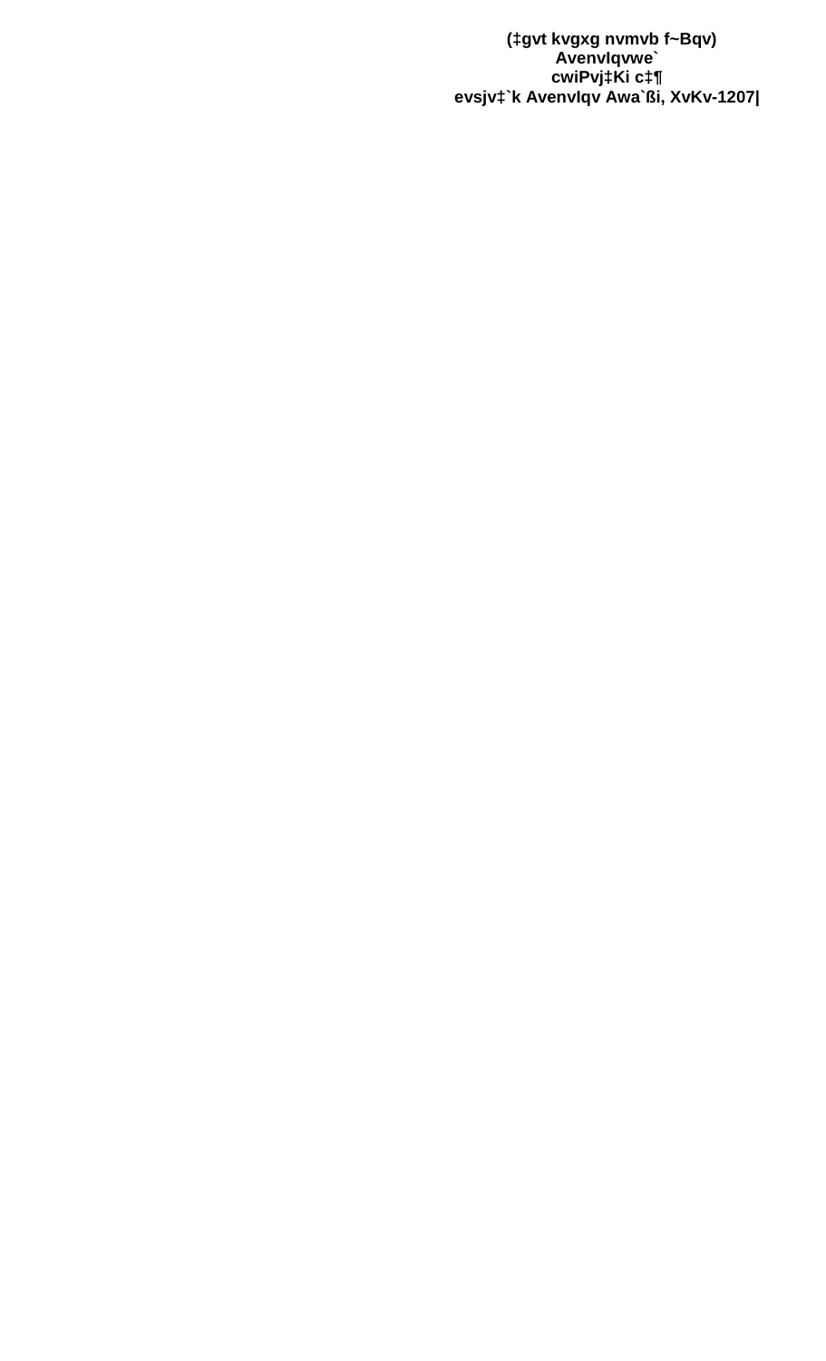(‡gvt kvgxg nvmvb f~Bqv)
Avenvlqvwe`
cwiPvj‡Ki c‡¶
evsjv‡`k Avenvlqv Awa`ßi, XvKv-1207|